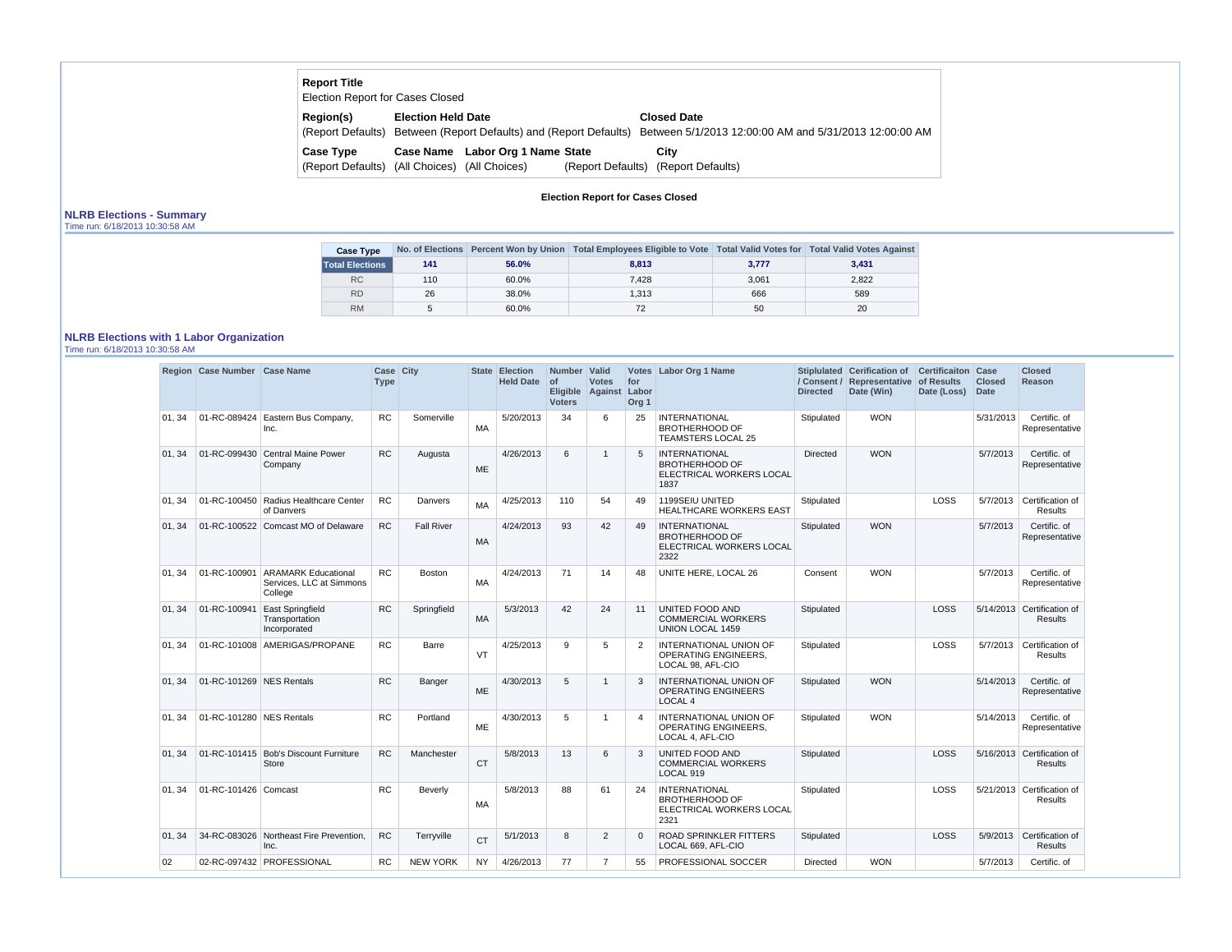**Report Title**
Election Report for Cases Closed

| Region(s) | Election Held Date | Closed Date |
|---|---|---|
| (Report Defaults) | Between (Report Defaults) and (Report Defaults) | Between 5/1/2013 12:00:00 AM and 5/31/2013 12:00:00 AM |

| Case Type | Case Name | Labor Org 1 Name | State | City |
|---|---|---|---|---|
| (Report Defaults) | (All Choices) | (All Choices) | (Report Defaults) | (Report Defaults) |

**Election Report for Cases Closed**

## NLRB Elections - Summary

Time run: 6/18/2013 10:30:58 AM

| Case Type | No. of Elections | Percent Won by Union | Total Employees Eligible to Vote | Total Valid Votes for | Total Valid Votes Against |
|---|---|---|---|---|---|
| Total Elections | 141 | 56.0% | 8,813 | 3,777 | 3,431 |
| RC | 110 | 60.0% | 7,428 | 3,061 | 2,822 |
| RD | 26 | 38.0% | 1,313 | 666 | 589 |
| RM | 5 | 60.0% | 72 | 50 | 20 |

## NLRB Elections with 1 Labor Organization

Time run: 6/18/2013 10:30:58 AM

| Region | Case Number | Case Name | Case Type | City | State | Election Held Date | Number of Eligible Voters | Valid Votes Against | Votes for Labor Org 1 | Labor Org 1 Name | Stiplulated / Consent / Directed | Cerification of Representative Date (Win) | Certificaiton of Results Date (Loss) | Case Closed Date | Closed Reason |
|---|---|---|---|---|---|---|---|---|---|---|---|---|---|---|---|
| 01, 34 | 01-RC-089424 | Eastern Bus Company, Inc. | RC | Somerville | MA | 5/20/2013 | 34 | 6 | 25 | INTERNATIONAL BROTHERHOOD OF TEAMSTERS LOCAL 25 | Stipulated | WON | | 5/31/2013 | Certific. of Representative |
| 01, 34 | 01-RC-099430 | Central Maine Power Company | RC | Augusta | ME | 4/26/2013 | 6 | 1 | 5 | INTERNATIONAL BROTHERHOOD OF ELECTRICAL WORKERS LOCAL 1837 | Directed | WON | | 5/7/2013 | Certific. of Representative |
| 01, 34 | 01-RC-100450 | Radius Healthcare Center of Danvers | RC | Danvers | MA | 4/25/2013 | 110 | 54 | 49 | 1199SEIU UNITED HEALTHCARE WORKERS EAST | Stipulated | | LOSS | 5/7/2013 | Certification of Results |
| 01, 34 | 01-RC-100522 | Comcast MO of Delaware | RC | Fall River | MA | 4/24/2013 | 93 | 42 | 49 | INTERNATIONAL BROTHERHOOD OF ELECTRICAL WORKERS LOCAL 2322 | Stipulated | WON | | 5/7/2013 | Certific. of Representative |
| 01, 34 | 01-RC-100901 | ARAMARK Educational Services, LLC at Simmons College | RC | Boston | MA | 4/24/2013 | 71 | 14 | 48 | UNITE HERE, LOCAL 26 | Consent | WON | | 5/7/2013 | Certific. of Representative |
| 01, 34 | 01-RC-100941 | East Springfield Transportation Incorporated | RC | Springfield | MA | 5/3/2013 | 42 | 24 | 11 | UNITED FOOD AND COMMERCIAL WORKERS UNION LOCAL 1459 | Stipulated | | LOSS | 5/14/2013 | Certification of Results |
| 01, 34 | 01-RC-101008 | AMERIGAS/PROPANE | RC | Barre | VT | 4/25/2013 | 9 | 5 | 2 | INTERNATIONAL UNION OF OPERATING ENGINEERS, LOCAL 98, AFL-CIO | Stipulated | | LOSS | 5/7/2013 | Certification of Results |
| 01, 34 | 01-RC-101269 | NES Rentals | RC | Banger | ME | 4/30/2013 | 5 | 1 | 3 | INTERNATIONAL UNION OF OPERATING ENGINEERS LOCAL 4 | Stipulated | WON | | 5/14/2013 | Certific. of Representative |
| 01, 34 | 01-RC-101280 | NES Rentals | RC | Portland | ME | 4/30/2013 | 5 | 1 | 4 | INTERNATIONAL UNION OF OPERATING ENGINEERS, LOCAL 4, AFL-CIO | Stipulated | WON | | 5/14/2013 | Certific. of Representative |
| 01, 34 | 01-RC-101415 | Bob's Discount Furniture Store | RC | Manchester | CT | 5/8/2013 | 13 | 6 | 3 | UNITED FOOD AND COMMERCIAL WORKERS LOCAL 919 | Stipulated | | LOSS | 5/16/2013 | Certification of Results |
| 01, 34 | 01-RC-101426 | Comcast | RC | Beverly | MA | 5/8/2013 | 88 | 61 | 24 | INTERNATIONAL BROTHERHOOD OF ELECTRICAL WORKERS LOCAL 2321 | Stipulated | | LOSS | 5/21/2013 | Certification of Results |
| 01, 34 | 34-RC-083026 | Northeast Fire Prevention, Inc. | RC | Terryville | CT | 5/1/2013 | 8 | 2 | 0 | ROAD SPRINKLER FITTERS LOCAL 669, AFL-CIO | Stipulated | | LOSS | 5/9/2013 | Certification of Results |
| 02 | 02-RC-097432 | PROFESSIONAL | RC | NEW YORK | NY | 4/26/2013 | 77 | 7 | 55 | PROFESSIONAL SOCCER | Directed | WON | | 5/7/2013 | Certific. of |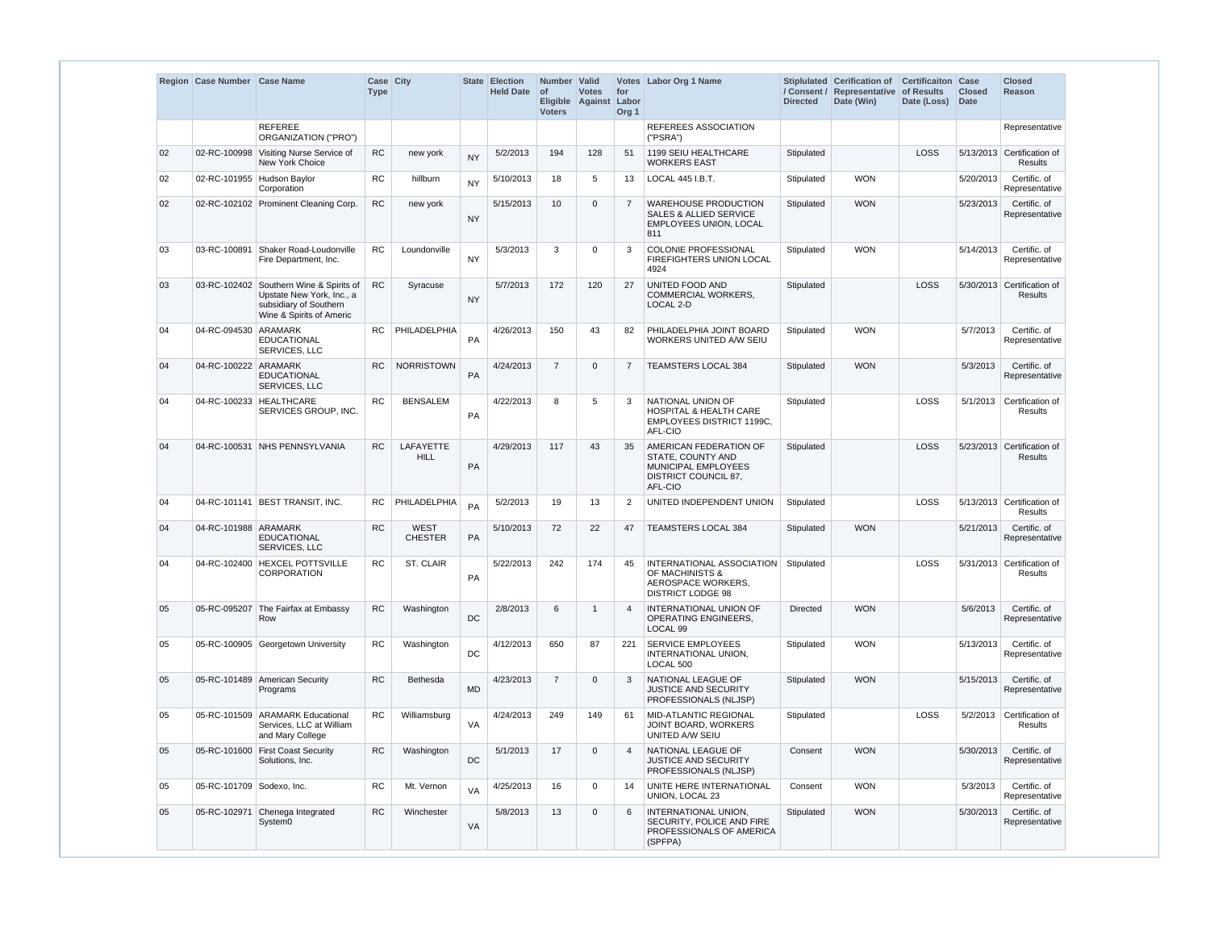| Region | Case Number | Case Name | Case Type | City | State | Election Held Date | Number of Eligible Voters | Valid Votes Against | Votes for Labor Org 1 | Labor Org 1 Name | Stiplulated / Consent / Directed | Cerification of Representative Date (Win) | Certificaiton of Results Date (Loss) | Case Closed Date | Closed Reason |
|---|---|---|---|---|---|---|---|---|---|---|---|---|---|---|---|
| | | REFEREE ORGANIZATION ("PRO") | | | | | | | | REFEREES ASSOCIATION ("PSRA") | | | | | Representative |
| 02 | 02-RC-100998 | Visiting Nurse Service of New York Choice | RC | new york | NY | 5/2/2013 | 194 | 128 | 51 | 1199 SEIU HEALTHCARE WORKERS EAST | Stipulated | | LOSS | 5/13/2013 | Certification of Results |
| 02 | 02-RC-101955 | Hudson Baylor Corporation | RC | hillburn | NY | 5/10/2013 | 18 | 5 | 13 | LOCAL 445 I.B.T. | Stipulated | WON | | 5/20/2013 | Certific. of Representative |
| 02 | 02-RC-102102 | Prominent Cleaning Corp. | RC | new york | NY | 5/15/2013 | 10 | 0 | 7 | WAREHOUSE PRODUCTION SALES & ALLIED SERVICE EMPLOYEES UNION, LOCAL 811 | Stipulated | WON | | 5/23/2013 | Certific. of Representative |
| 03 | 03-RC-100891 | Shaker Road-Loudonville Fire Department, Inc. | RC | Loundonville | NY | 5/3/2013 | 3 | 0 | 3 | COLONIE PROFESSIONAL FIREFIGHTERS UNION LOCAL 4924 | Stipulated | WON | | 5/14/2013 | Certific. of Representative |
| 03 | 03-RC-102402 | Southern Wine & Spirits of Upstate New York, Inc., a subsidiary of Southern Wine & Spirits of Americ | RC | Syracuse | NY | 5/7/2013 | 172 | 120 | 27 | UNITED FOOD AND COMMERCIAL WORKERS, LOCAL 2-D | Stipulated | | LOSS | 5/30/2013 | Certification of Results |
| 04 | 04-RC-094530 | ARAMARK EDUCATIONAL SERVICES, LLC | RC | PHILADELPHIA | PA | 4/26/2013 | 150 | 43 | 82 | PHILADELPHIA JOINT BOARD WORKERS UNITED A/W SEIU | Stipulated | WON | | 5/7/2013 | Certific. of Representative |
| 04 | 04-RC-100222 | ARAMARK EDUCATIONAL SERVICES, LLC | RC | NORRISTOWN | PA | 4/24/2013 | 7 | 0 | 7 | TEAMSTERS LOCAL 384 | Stipulated | WON | | 5/3/2013 | Certific. of Representative |
| 04 | 04-RC-100233 | HEALTHCARE SERVICES GROUP, INC. | RC | BENSALEM | PA | 4/22/2013 | 8 | 5 | 3 | NATIONAL UNION OF HOSPITAL & HEALTH CARE EMPLOYEES DISTRICT 1199C, AFL-CIO | Stipulated | | LOSS | 5/1/2013 | Certification of Results |
| 04 | 04-RC-100531 | NHS PENNSYLVANIA | RC | LAFAYETTE HILL | PA | 4/29/2013 | 117 | 43 | 35 | AMERICAN FEDERATION OF STATE, COUNTY AND MUNICIPAL EMPLOYEES DISTRICT COUNCIL 87, AFL-CIO | Stipulated | | LOSS | 5/23/2013 | Certification of Results |
| 04 | 04-RC-101141 | BEST TRANSIT, INC. | RC | PHILADELPHIA | PA | 5/2/2013 | 19 | 13 | 2 | UNITED INDEPENDENT UNION | Stipulated | | LOSS | 5/13/2013 | Certification of Results |
| 04 | 04-RC-101988 | ARAMARK EDUCATIONAL SERVICES, LLC | RC | WEST CHESTER | PA | 5/10/2013 | 72 | 22 | 47 | TEAMSTERS LOCAL 384 | Stipulated | WON | | 5/21/2013 | Certific. of Representative |
| 04 | 04-RC-102400 | HEXCEL POTTSVILLE CORPORATION | RC | ST. CLAIR | PA | 5/22/2013 | 242 | 174 | 45 | INTERNATIONAL ASSOCIATION OF MACHINISTS & AEROSPACE WORKERS, DISTRICT LODGE 98 | Stipulated | | LOSS | 5/31/2013 | Certification of Results |
| 05 | 05-RC-095207 | The Fairfax at Embassy Row | RC | Washington | DC | 2/8/2013 | 6 | 1 | 4 | INTERNATIONAL UNION OF OPERATING ENGINEERS, LOCAL 99 | Directed | WON | | 5/6/2013 | Certific. of Representative |
| 05 | 05-RC-100905 | Georgetown University | RC | Washington | DC | 4/12/2013 | 650 | 87 | 221 | SERVICE EMPLOYEES INTERNATIONAL UNION, LOCAL 500 | Stipulated | WON | | 5/13/2013 | Certific. of Representative |
| 05 | 05-RC-101489 | American Security Programs | RC | Bethesda | MD | 4/23/2013 | 7 | 0 | 3 | NATIONAL LEAGUE OF JUSTICE AND SECURITY PROFESSIONALS (NLJSP) | Stipulated | WON | | 5/15/2013 | Certific. of Representative |
| 05 | 05-RC-101509 | ARAMARK Educational Services, LLC at William and Mary College | RC | Williamsburg | VA | 4/24/2013 | 249 | 149 | 61 | MID-ATLANTIC REGIONAL JOINT BOARD, WORKERS UNITED A/W SEIU | Stipulated | | LOSS | 5/2/2013 | Certification of Results |
| 05 | 05-RC-101600 | First Coast Security Solutions, Inc. | RC | Washington | DC | 5/1/2013 | 17 | 0 | 4 | NATIONAL LEAGUE OF JUSTICE AND SECURITY PROFESSIONALS (NLJSP) | Consent | WON | | 5/30/2013 | Certific. of Representative |
| 05 | 05-RC-101709 | Sodexo, Inc. | RC | Mt. Vernon | VA | 4/25/2013 | 16 | 0 | 14 | UNITE HERE INTERNATIONAL UNION, LOCAL 23 | Consent | WON | | 5/3/2013 | Certific. of Representative |
| 05 | 05-RC-102971 | Chenega Integrated System0 | RC | Winchester | VA | 5/8/2013 | 13 | 0 | 6 | INTERNATIONAL UNION, SECURITY, POLICE AND FIRE PROFESSIONALS OF AMERICA (SPFPA) | Stipulated | WON | | 5/30/2013 | Certific. of Representative |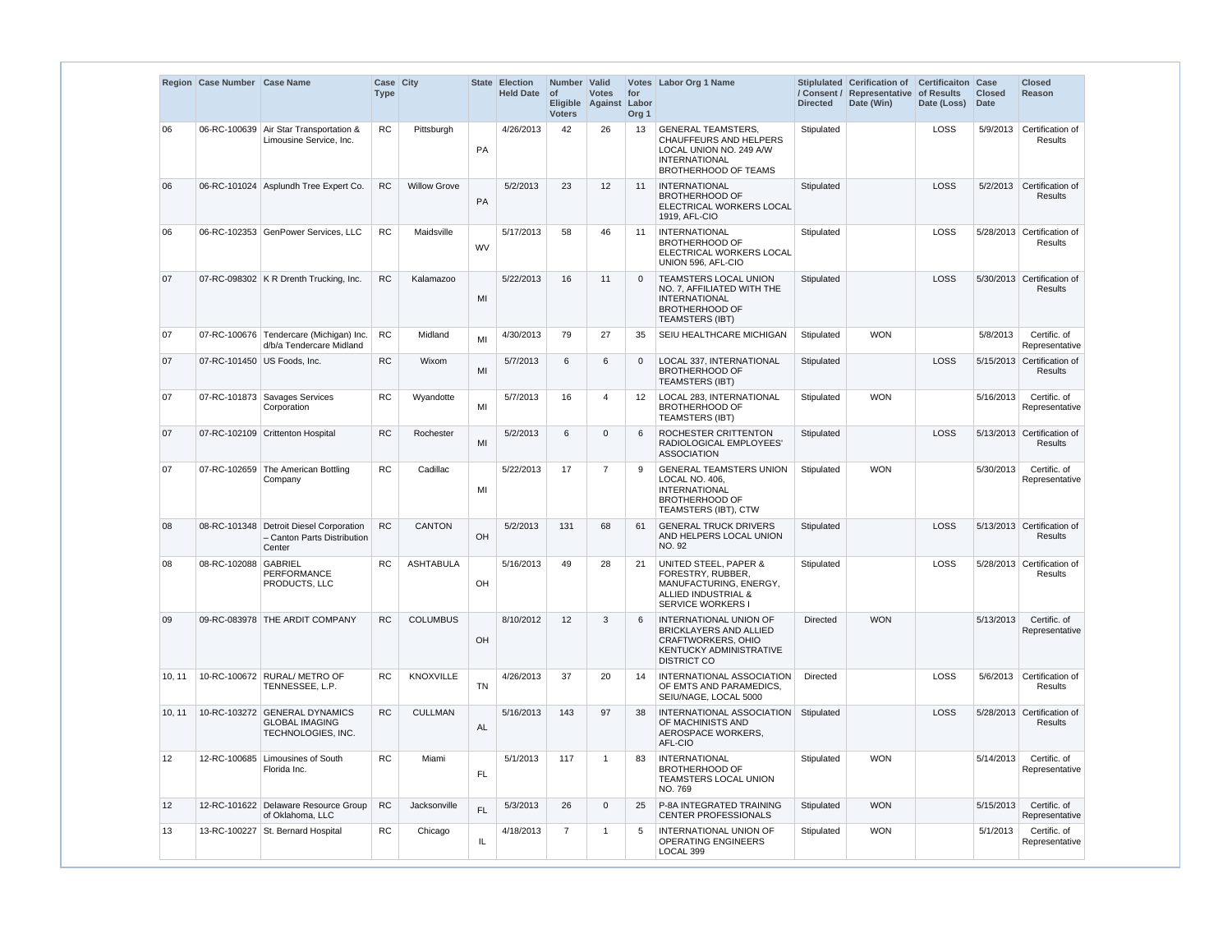| Region | Case Number | Case Name | Case Type | City | State | Election Held Date | Number of Eligible Voters | Valid Votes Against | Votes for Labor Org 1 | Labor Org 1 Name | Stiplulated / Consent / Directed | Cerification of Representative Date (Win) | Certificaiton of Results Date (Loss) | Case Closed Date | Closed Reason |
|---|---|---|---|---|---|---|---|---|---|---|---|---|---|---|---|
| 06 | 06-RC-100639 | Air Star Transportation & Limousine Service, Inc. | RC | Pittsburgh | PA | 4/26/2013 | 42 | 26 | 13 | GENERAL TEAMSTERS, CHAUFFEURS AND HELPERS LOCAL UNION NO. 249 A/W INTERNATIONAL BROTHERHOOD OF TEAMS | Stipulated | | LOSS | 5/9/2013 | Certification of Results |
| 06 | 06-RC-101024 | Asplundh Tree Expert Co. | RC | Willow Grove | PA | 5/2/2013 | 23 | 12 | 11 | INTERNATIONAL BROTHERHOOD OF ELECTRICAL WORKERS LOCAL 1919, AFL-CIO | Stipulated | | LOSS | 5/2/2013 | Certification of Results |
| 06 | 06-RC-102353 | GenPower Services, LLC | RC | Maidsville | WV | 5/17/2013 | 58 | 46 | 11 | INTERNATIONAL BROTHERHOOD OF ELECTRICAL WORKERS LOCAL UNION 596, AFL-CIO | Stipulated | | LOSS | 5/28/2013 | Certification of Results |
| 07 | 07-RC-098302 | K R Drenth Trucking, Inc. | RC | Kalamazoo | MI | 5/22/2013 | 16 | 11 | 0 | TEAMSTERS LOCAL UNION NO. 7, AFFILIATED WITH THE INTERNATIONAL BROTHERHOOD OF TEAMSTERS (IBT) | Stipulated | | LOSS | 5/30/2013 | Certification of Results |
| 07 | 07-RC-100676 | Tendercare (Michigan) Inc. d/b/a Tendercare Midland | RC | Midland | MI | 4/30/2013 | 79 | 27 | 35 | SEIU HEALTHCARE MICHIGAN | Stipulated | WON | | 5/8/2013 | Certific. of Representative |
| 07 | 07-RC-101450 | US Foods, Inc. | RC | Wixom | MI | 5/7/2013 | 6 | 6 | 0 | LOCAL 337, INTERNATIONAL BROTHERHOOD OF TEAMSTERS (IBT) | Stipulated | | LOSS | 5/15/2013 | Certification of Results |
| 07 | 07-RC-101873 | Savages Services Corporation | RC | Wyandotte | MI | 5/7/2013 | 16 | 4 | 12 | LOCAL 283, INTERNATIONAL BROTHERHOOD OF TEAMSTERS (IBT) | Stipulated | WON | | 5/16/2013 | Certific. of Representative |
| 07 | 07-RC-102109 | Crittenton Hospital | RC | Rochester | MI | 5/2/2013 | 6 | 0 | 6 | ROCHESTER CRITTENTON RADIOLOGICAL EMPLOYEES' ASSOCIATION | Stipulated | | LOSS | 5/13/2013 | Certification of Results |
| 07 | 07-RC-102659 | The American Bottling Company | RC | Cadillac | MI | 5/22/2013 | 17 | 7 | 9 | GENERAL TEAMSTERS UNION LOCAL NO. 406, INTERNATIONAL BROTHERHOOD OF TEAMSTERS (IBT), CTW | Stipulated | WON | | 5/30/2013 | Certific. of Representative |
| 08 | 08-RC-101348 | Detroit Diesel Corporation – Canton Parts Distribution Center | RC | CANTON | OH | 5/2/2013 | 131 | 68 | 61 | GENERAL TRUCK DRIVERS AND HELPERS LOCAL UNION NO. 92 | Stipulated | | LOSS | 5/13/2013 | Certification of Results |
| 08 | 08-RC-102088 | GABRIEL PERFORMANCE PRODUCTS, LLC | RC | ASHTABULA | OH | 5/16/2013 | 49 | 28 | 21 | UNITED STEEL, PAPER & FORESTRY, RUBBER, MANUFACTURING, ENERGY, ALLIED INDUSTRIAL & SERVICE WORKERS I | Stipulated | | LOSS | 5/28/2013 | Certification of Results |
| 09 | 09-RC-083978 | THE ARDIT COMPANY | RC | COLUMBUS | OH | 8/10/2012 | 12 | 3 | 6 | INTERNATIONAL UNION OF BRICKLAYERS AND ALLIED CRAFTWORKERS, OHIO KENTUCKY ADMINISTRATIVE DISTRICT CO | Directed | WON | | 5/13/2013 | Certific. of Representative |
| 10, 11 | 10-RC-100672 | RURAL/ METRO OF TENNESSEE, L.P. | RC | KNOXVILLE | TN | 4/26/2013 | 37 | 20 | 14 | INTERNATIONAL ASSOCIATION OF EMTS AND PARAMEDICS, SEIU/NAGE, LOCAL 5000 | Directed | | LOSS | 5/6/2013 | Certification of Results |
| 10, 11 | 10-RC-103272 | GENERAL DYNAMICS GLOBAL IMAGING TECHNOLOGIES, INC. | RC | CULLMAN | AL | 5/16/2013 | 143 | 97 | 38 | INTERNATIONAL ASSOCIATION OF MACHINISTS AND AEROSPACE WORKERS, AFL-CIO | Stipulated | | LOSS | 5/28/2013 | Certification of Results |
| 12 | 12-RC-100685 | Limousines of South Florida Inc. | RC | Miami | FL | 5/1/2013 | 117 | 1 | 83 | INTERNATIONAL BROTHERHOOD OF TEAMSTERS LOCAL UNION NO. 769 | Stipulated | WON | | 5/14/2013 | Certific. of Representative |
| 12 | 12-RC-101622 | Delaware Resource Group of Oklahoma, LLC | RC | Jacksonville | FL | 5/3/2013 | 26 | 0 | 25 | P-8A INTEGRATED TRAINING CENTER PROFESSIONALS | Stipulated | WON | | 5/15/2013 | Certific. of Representative |
| 13 | 13-RC-100227 | St. Bernard Hospital | RC | Chicago | IL | 4/18/2013 | 7 | 1 | 5 | INTERNATIONAL UNION OF OPERATING ENGINEERS LOCAL 399 | Stipulated | WON | | 5/1/2013 | Certific. of Representative |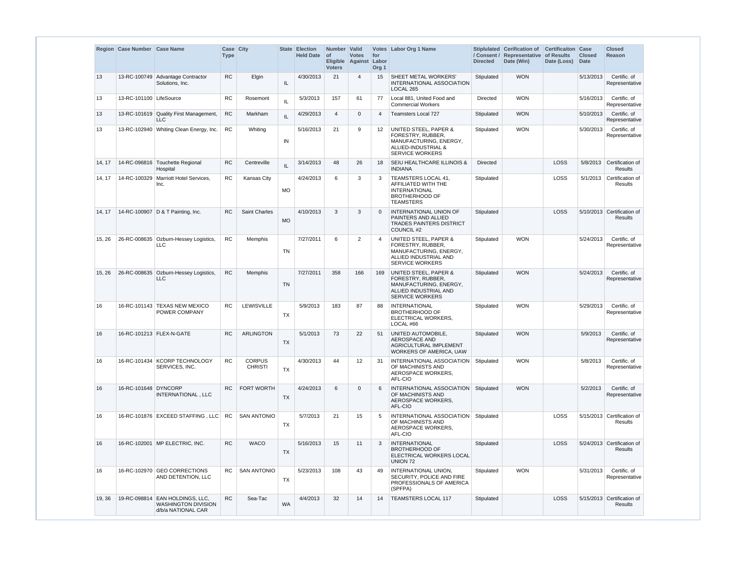| Region | Case Number | Case Name | Case Type | City | State | Election Held Date | Number of Eligible Voters | Valid Votes Against | Votes for Labor Org 1 | Labor Org 1 Name | Stiplulated / Consent / Directed | Cerification of Representative Date (Win) | Certificaiton of Results Date (Loss) | Case Closed Date | Closed Reason |
|---|---|---|---|---|---|---|---|---|---|---|---|---|---|---|---|
| 13 | 13-RC-100749 | Advantage Contractor Solutions, Inc. | RC | Elgin | IL | 4/30/2013 | 21 | 4 | 15 | SHEET METAL WORKERS' INTERNATIONAL ASSOCIATION LOCAL 265 | Stipulated | WON | | 5/13/2013 | Certific. of Representative |
| 13 | 13-RC-101100 | LifeSource | RC | Rosemont | IL | 5/3/2013 | 157 | 61 | 77 | Local 881, United Food and Commercial Workers | Directed | WON | | 5/16/2013 | Certific. of Representative |
| 13 | 13-RC-101619 | Quality First Management, LLC | RC | Markham | IL | 4/29/2013 | 4 | 0 | 4 | Teamsters Local 727 | Stipulated | WON | | 5/10/2013 | Certific. of Representative |
| 13 | 13-RC-102940 | Whiting Clean Energy, Inc. | RC | Whiting | IN | 5/16/2013 | 21 | 9 | 12 | UNITED STEEL, PAPER & FORESTRY, RUBBER, MANUFACTURING, ENERGY, ALLIED-INDUSTRIAL & SERVICE WORKERS | Stipulated | WON | | 5/30/2013 | Certific. of Representative |
| 14, 17 | 14-RC-096816 | Touchette Regional Hospital | RC | Centreville | IL | 3/14/2013 | 48 | 26 | 18 | SEIU HEALTHCARE ILLINOIS & INDIANA | Directed | | LOSS | 5/8/2013 | Certification of Results |
| 14, 17 | 14-RC-100329 | Marriott Hotel Services, Inc. | RC | Kansas City | MO | 4/24/2013 | 6 | 3 | 3 | TEAMSTERS LOCAL 41, AFFILIATED WITH THE INTERNATIONAL BROTHERHOOD OF TEAMSTERS | Stipulated | | LOSS | 5/1/2013 | Certification of Results |
| 14, 17 | 14-RC-100907 | D & T Painting, Inc. | RC | Saint Charles | MO | 4/10/2013 | 3 | 3 | 0 | INTERNATIONAL UNION OF PAINTERS AND ALLIED TRADES PAINTERS DISTRICT COUNCIL #2 | Stipulated | | LOSS | 5/10/2013 | Certification of Results |
| 15, 26 | 26-RC-008635 | Ozburn-Hessey Logistics, LLC | RC | Memphis | TN | 7/27/2011 | 6 | 2 | 4 | UNITED STEEL, PAPER & FORESTRY, RUBBER, MANUFACTURING, ENERGY, ALLIED INDUSTRIAL AND SERVICE WORKERS | Stipulated | WON | | 5/24/2013 | Certific. of Representative |
| 15, 26 | 26-RC-008635 | Ozburn-Hessey Logistics, LLC | RC | Memphis | TN | 7/27/2011 | 358 | 166 | 169 | UNITED STEEL, PAPER & FORESTRY, RUBBER, MANUFACTURING, ENERGY, ALLIED INDUSTRIAL AND SERVICE WORKERS | Stipulated | WON | | 5/24/2013 | Certific. of Representative |
| 16 | 16-RC-101143 | TEXAS NEW MEXICO POWER COMPANY | RC | LEWISVILLE | TX | 5/9/2013 | 183 | 87 | 88 | INTERNATIONAL BROTHERHOOD OF ELECTRICAL WORKERS, LOCAL #66 | Stipulated | WON | | 5/29/2013 | Certific. of Representative |
| 16 | 16-RC-101213 | FLEX-N-GATE | RC | ARLINGTON | TX | 5/1/2013 | 73 | 22 | 51 | UNITED AUTOMOBILE, AEROSPACE AND AGRICULTURAL IMPLEMENT WORKERS OF AMERICA, UAW | Stipulated | WON | | 5/9/2013 | Certific. of Representative |
| 16 | 16-RC-101434 | KCORP TECHNOLOGY SERVICES, INC. | RC | CORPUS CHRISTI | TX | 4/30/2013 | 44 | 12 | 31 | INTERNATIONAL ASSOCIATION OF MACHINISTS AND AEROSPACE WORKERS, AFL-CIO | Stipulated | WON | | 5/8/2013 | Certific. of Representative |
| 16 | 16-RC-101648 | DYNCORP INTERNATIONAL , LLC | RC | FORT WORTH | TX | 4/24/2013 | 6 | 0 | 6 | INTERNATIONAL ASSOCIATION OF MACHINISTS AND AEROSPACE WORKERS, AFL-CIO | Stipulated | WON | | 5/2/2013 | Certific. of Representative |
| 16 | 16-RC-101876 | EXCEED STAFFING , LLC | RC | SAN ANTONIO | TX | 5/7/2013 | 21 | 15 | 5 | INTERNATIONAL ASSOCIATION OF MACHINISTS AND AEROSPACE WORKERS, AFL-CIO | Stipulated | | LOSS | 5/15/2013 | Certification of Results |
| 16 | 16-RC-102001 | MP ELECTRIC, INC. | RC | WACO | TX | 5/16/2013 | 15 | 11 | 3 | INTERNATIONAL BROTHERHOOD OF ELECTRICAL WORKERS LOCAL UNION 72 | Stipulated | | LOSS | 5/24/2013 | Certification of Results |
| 16 | 16-RC-102970 | GEO CORRECTIONS AND DETENTION, LLC | RC | SAN ANTONIO | TX | 5/23/2013 | 108 | 43 | 49 | INTERNATIONAL UNION, SECURITY, POLICE AND FIRE PROFESSIONALS OF AMERICA (SPFPA) | Stipulated | WON | | 5/31/2013 | Certific. of Representative |
| 19, 36 | 19-RC-098814 | EAN HOLDINGS, LLC, WASHINGTON DIVISION d/b/a NATIONAL CAR | RC | Sea-Tac | WA | 4/4/2013 | 32 | 14 | 14 | TEAMSTERS LOCAL 117 | Stipulated | | LOSS | 5/15/2013 | Certification of Results |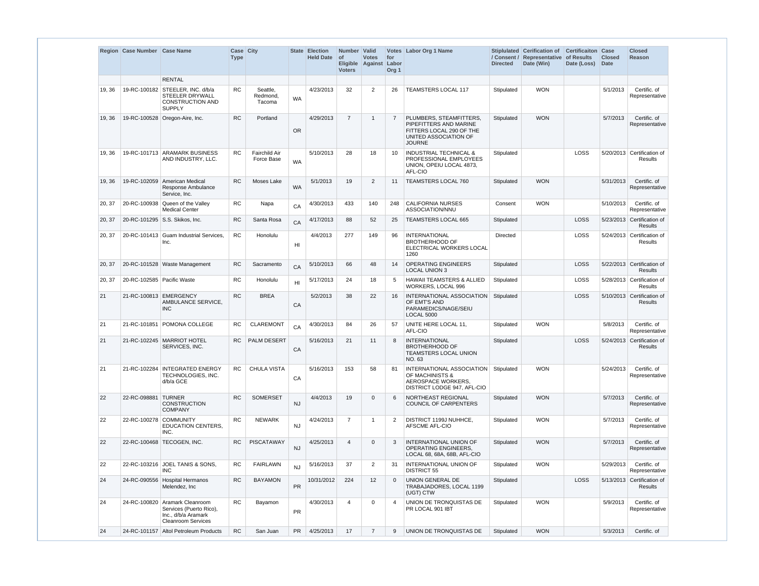| Region | Case Number | Case Name | Case Type | City | State | Election Held Date | Number of Eligible Voters | Valid Votes Against | Votes for Labor Org 1 | Labor Org 1 Name | Stiplulated / Consent / Directed | Cerification of Representative Date (Win) | Certificaiton of Results Date (Loss) | Case Closed Date | Closed Reason |
|---|---|---|---|---|---|---|---|---|---|---|---|---|---|---|---|
| | | RENTAL | | | | | | | | | | | | | |
| 19, 36 | 19-RC-100182 | STEELER, INC. d/b/a STEELER DRYWALL CONSTRUCTION AND SUPPLY | RC | Seattle, Redmond, Tacoma | WA | 4/23/2013 | 32 | 2 | 26 | TEAMSTERS LOCAL 117 | Stipulated | WON | | 5/1/2013 | Certific. of Representative |
| 19, 36 | 19-RC-100528 | Oregon-Aire, Inc. | RC | Portland | OR | 4/29/2013 | 7 | 1 | 7 | PLUMBERS, STEAMFITTERS, PIPEFITTERS AND MARINE FITTERS LOCAL 290 OF THE UNITED ASSOCIATION OF JOURNE | Stipulated | WON | | 5/7/2013 | Certific. of Representative |
| 19, 36 | 19-RC-101713 | ARAMARK BUSINESS AND INDUSTRY, LLC. | RC | Fairchild Air Force Base | WA | 5/10/2013 | 28 | 18 | 10 | INDUSTRIAL TECHNICAL & PROFESSIONAL EMPLOYEES UNION, OPEIU LOCAL 4873, AFL-CIO | Stipulated | | LOSS | 5/20/2013 | Certification of Results |
| 19, 36 | 19-RC-102059 | American Medical Response Ambulance Service, Inc. | RC | Moses Lake | WA | 5/1/2013 | 19 | 2 | 11 | TEAMSTERS LOCAL 760 | Stipulated | WON | | 5/31/2013 | Certific. of Representative |
| 20, 37 | 20-RC-100938 | Queen of the Valley Medical Center | RC | Napa | CA | 4/30/2013 | 433 | 140 | 248 | CALIFORNIA NURSES ASSOCIATION/NNU | Consent | WON | | 5/10/2013 | Certific. of Representative |
| 20, 37 | 20-RC-101295 | S.S. Skikos, Inc. | RC | Santa Rosa | CA | 4/17/2013 | 88 | 52 | 25 | TEAMSTERS LOCAL 665 | Stipulated | | LOSS | 5/23/2013 | Certification of Results |
| 20, 37 | 20-RC-101413 | Guam Industrial Services, Inc. | RC | Honolulu | HI | 4/4/2013 | 277 | 149 | 96 | INTERNATIONAL BROTHERHOOD OF ELECTRICAL WORKERS LOCAL 1260 | Directed | | LOSS | 5/24/2013 | Certification of Results |
| 20, 37 | 20-RC-101528 | Waste Management | RC | Sacramento | CA | 5/10/2013 | 66 | 48 | 14 | OPERATING ENGINEERS LOCAL UNION 3 | Stipulated | | LOSS | 5/22/2013 | Certification of Results |
| 20, 37 | 20-RC-102585 | Pacific Waste | RC | Honolulu | HI | 5/17/2013 | 24 | 18 | 5 | HAWAII TEAMSTERS & ALLIED WORKERS, LOCAL 996 | Stipulated | | LOSS | 5/28/2013 | Certification of Results |
| 21 | 21-RC-100813 | EMERGENCY AMBULANCE SERVICE, INC | RC | BREA | CA | 5/2/2013 | 38 | 22 | 16 | INTERNATIONAL ASSOCIATION OF EMT'S AND PARAMEDICS/NAGE/SEIU LOCAL 5000 | Stipulated | | LOSS | 5/10/2013 | Certification of Results |
| 21 | 21-RC-101851 | POMONA COLLEGE | RC | CLAREMONT | CA | 4/30/2013 | 84 | 26 | 57 | UNITE HERE LOCAL 11, AFL-CIO | Stipulated | WON | | 5/8/2013 | Certific. of Representative |
| 21 | 21-RC-102245 | MARRIOT HOTEL SERVICES, INC. | RC | PALM DESERT | CA | 5/16/2013 | 21 | 11 | 8 | INTERNATIONAL BROTHERHOOD OF TEAMSTERS LOCAL UNION NO. 63 | Stipulated | | LOSS | 5/24/2013 | Certification of Results |
| 21 | 21-RC-102284 | INTEGRATED ENERGY TECHNOLOGIES, INC. d/b/a GCE | RC | CHULA VISTA | CA | 5/16/2013 | 153 | 58 | 81 | INTERNATIONAL ASSOCIATION OF MACHINISTS & AEROSPACE WORKERS, DISTRICT LODGE 947, AFL-CIO | Stipulated | WON | | 5/24/2013 | Certific. of Representative |
| 22 | 22-RC-098881 | TURNER CONSTRUCTION COMPANY | RC | SOMERSET | NJ | 4/4/2013 | 19 | 0 | 6 | NORTHEAST REGIONAL COUNCIL OF CARPENTERS | Stipulated | WON | | 5/7/2013 | Certific. of Representative |
| 22 | 22-RC-100278 | COMMUNITY EDUCATION CENTERS, INC. | RC | NEWARK | NJ | 4/24/2013 | 7 | 1 | 2 | DISTRICT 1199J NUHHCE, AFSCME AFL-CIO | Stipulated | WON | | 5/7/2013 | Certific. of Representative |
| 22 | 22-RC-100468 | TECOGEN, INC. | RC | PISCATAWAY | NJ | 4/25/2013 | 4 | 0 | 3 | INTERNATIONAL UNION OF OPERATING ENGINEERS, LOCAL 68, 68A, 68B, AFL-CIO | Stipulated | WON | | 5/7/2013 | Certific. of Representative |
| 22 | 22-RC-103216 | JOEL TANIS & SONS, INC | RC | FAIRLAWN | NJ | 5/16/2013 | 37 | 2 | 31 | INTERNATIONAL UNION OF DISTRICT 55 | Stipulated | WON | | 5/29/2013 | Certific. of Representative |
| 24 | 24-RC-090556 | Hospital Hermanos Melendez, Inc | RC | BAYAMON | PR | 10/31/2012 | 224 | 12 | 0 | UNION GENERAL DE TRABAJADORES, LOCAL 1199 (UGT) CTW | Stipulated | | LOSS | 5/13/2013 | Certification of Results |
| 24 | 24-RC-100820 | Aramark Cleanroom Services (Puerto Rico), Inc., d/b/a Aramark Cleanroom Services | RC | Bayamon | PR | 4/30/2013 | 4 | 0 | 4 | UNION DE TRONQUISTAS DE PR LOCAL 901 IBT | Stipulated | WON | | 5/9/2013 | Certific. of Representative |
| 24 | 24-RC-101157 | Altol Petroleum Products | RC | San Juan | PR | 4/25/2013 | 17 | 7 | 9 | UNION DE TRONQUISTAS DE | Stipulated | WON | | 5/3/2013 | Certific. of |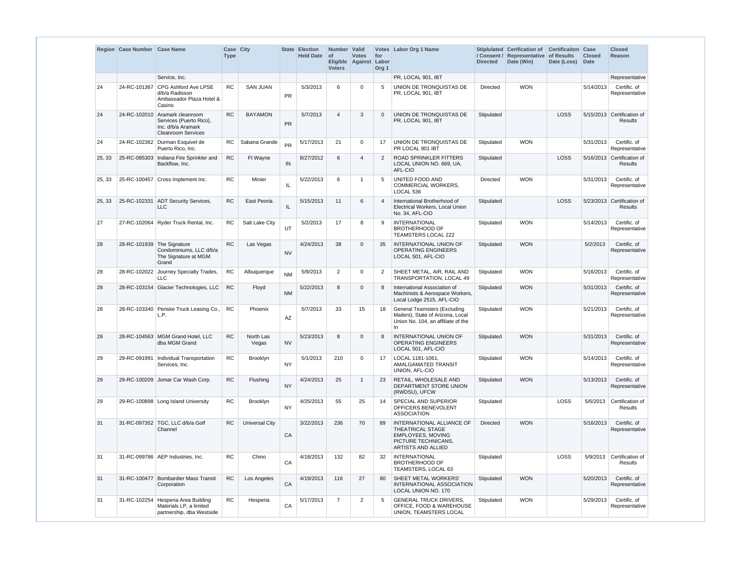| Region | Case Number | Case Name | Case Type | City | State | Election Held Date | Number of Eligible Voters | Valid Votes Against | Votes for Labor Org 1 | Labor Org 1 Name | Stiplulated / Consent / Directed | Cerification of Representative Date (Win) | Certificaiton of Results Date (Loss) | Case Closed Date | Closed Reason |
|---|---|---|---|---|---|---|---|---|---|---|---|---|---|---|---|
| | | Service, Inc. | | | | | | | | PR, LOCAL 901, IBT | | | | | Representative |
| 24 | 24-RC-101367 | CPG Ashford Ave LPSE d/b/a Radisson Ambassador Plaza Hotel & Casino | RC | SAN JUAN | PR | 5/3/2013 | 6 | 0 | 5 | UNION DE TRONQUISTAS DE PR, LOCAL 901, IBT | Directed | WON | | 5/14/2013 | Certific. of Representative |
| 24 | 24-RC-102010 | Aramark cleanroom Services (Puerto Rico), Inc. d/b/a Aramark Cleanroom Services | RC | BAYAMON | PR | 5/7/2013 | 4 | 3 | 0 | UNION DE TRONQUISTAS DE PR, LOCAL 901, IBT | Stipulated | | LOSS | 5/15/2013 | Certification of Results |
| 24 | 24-RC-102362 | Durman Esquivel de Puerto Rico, Inc. | RC | Sabana Grande | PR | 5/17/2013 | 21 | 0 | 17 | UNION DE TRONQUISTAS DE PR LOCAL 901 IBT | Stipulated | WON | | 5/31/2013 | Certific. of Representative |
| 25, 33 | 25-RC-085303 | Indiana Fire Sprinkler and Backflow, Inc. | RC | Ft Wayne | IN | 8/27/2012 | 6 | 4 | 2 | ROAD SPRINKLER FITTERS LOCAL UNION NO. 669, UA, AFL-CIO | Stipulated | | LOSS | 5/16/2013 | Certification of Results |
| 25, 33 | 25-RC-100457 | Cross Implement Inc. | RC | Minier | IL | 5/22/2013 | 6 | 1 | 5 | UNITED FOOD AND COMMERCIAL WORKERS, LOCAL 536 | Directed | WON | | 5/31/2013 | Certific. of Representative |
| 25, 33 | 25-RC-102331 | ADT Security Services, LLC | RC | East Peoria | IL | 5/15/2013 | 11 | 6 | 4 | International Brotherhood of Electrical Workers, Local Union No. 34, AFL-CIO | Stipulated | | LOSS | 5/23/2013 | Certification of Results |
| 27 | 27-RC-102064 | Ryder Truck Rental, Inc. | RC | Salt Lake City | UT | 5/2/2013 | 17 | 8 | 9 | INTERNATIONAL BROTHERHOOD OF TEAMSTERS LOCAL 222 | Stipulated | WON | | 5/14/2013 | Certific. of Representative |
| 28 | 28-RC-101939 | The Signature Condominiums, LLC d/b/a The Signature at MGM Grand | RC | Las Vegas | NV | 4/24/2013 | 38 | 0 | 35 | INTERNATIONAL UNION OF OPERATING ENGINEERS LOCAL 501, AFL-CIO | Stipulated | WON | | 5/2/2013 | Certific. of Representative |
| 28 | 28-RC-102022 | Journey Specialty Trades, LLC | RC | Albuquerque | NM | 5/9/2013 | 2 | 0 | 2 | SHEET METAL, AIR, RAIL AND TRANSPORTATION, LOCAL 49 | Stipulated | WON | | 5/16/2013 | Certific. of Representative |
| 28 | 28-RC-103154 | Glacier Technologies, LLC | RC | Floyd | NM | 5/22/2013 | 8 | 0 | 8 | International Association of Machinists & Aerospace Workers, Local Lodge 2515, AFL-CIO | Stipulated | WON | | 5/31/2013 | Certific. of Representative |
| 28 | 28-RC-103340 | Penske Truck Leasing Co., L.P. | RC | Phoenix | AZ | 5/7/2013 | 33 | 15 | 18 | General Teamsters (Excluding Mailers), State of Arizona, Local Union No. 104, an affiliate of the In | Stipulated | WON | | 5/21/2013 | Certific. of Representative |
| 28 | 28-RC-104563 | MGM Grand Hotel, LLC dba MGM Grand | RC | North Las Vegas | NV | 5/23/2013 | 8 | 0 | 8 | INTERNATIONAL UNION OF OPERATING ENGINEERS LOCAL 501, AFL-CIO | Stipulated | WON | | 5/31/2013 | Certific. of Representative |
| 29 | 29-RC-091991 | Individual Transportation Services, Inc. | RC | Brooklyn | NY | 5/1/2013 | 210 | 0 | 17 | LOCAL 1181-1061, AMALGAMATED TRANSIT UNION, AFL-CIO | Stipulated | WON | | 5/14/2013 | Certific. of Representative |
| 29 | 29-RC-100209 | Jomar Car Wash Corp. | RC | Flushing | NY | 4/24/2013 | 25 | 1 | 23 | RETAIL, WHOLESALE AND DEPARTMENT STORE UNION (RWDSU), UFCW | Stipulated | WON | | 5/13/2013 | Certific. of Representative |
| 29 | 29-RC-100898 | Long Island University | RC | Brooklyn | NY | 4/25/2013 | 55 | 25 | 14 | SPECIAL AND SUPERIOR OFFICERS BENEVOLENT ASSOCIATION | Stipulated | | LOSS | 5/6/2013 | Certification of Results |
| 31 | 31-RC-097352 | TGC, LLC d/b/a Golf Channel | RC | Universal City | CA | 3/22/2013 | 236 | 70 | 89 | INTERNATIONAL ALLIANCE OF THEATRICAL STAGE EMPLOYEES, MOVING PICTURE TECHNICANS, ARTISTS AND ALLIED | Directed | WON | | 5/16/2013 | Certific. of Representative |
| 31 | 31-RC-099786 | AEP Industries, Inc. | RC | Chino | CA | 4/18/2013 | 132 | 82 | 32 | INTERNATIONAL BROTHERHOOD OF TEAMSTERS, LOCAL 63 | Stipulated | | LOSS | 5/9/2013 | Certification of Results |
| 31 | 31-RC-100477 | Bombardier Mass Transit Corporation | RC | Los Angeles | CA | 4/19/2013 | 116 | 27 | 80 | SHEET METAL WORKERS' INTERNATIONAL ASSOCIATION LOCAL UNION NO. 170 | Stipulated | WON | | 5/20/2013 | Certific. of Representative |
| 31 | 31-RC-102254 | Hesperia Area Building Materials LP, a limited partnership, dba Westside | RC | Hesperia | CA | 5/17/2013 | 7 | 2 | 5 | GENERAL TRUCK DRIVERS, OFFICE, FOOD & WAREHOUSE UNION, TEAMSTERS LOCAL | Stipulated | WON | | 5/29/2013 | Certific. of Representative |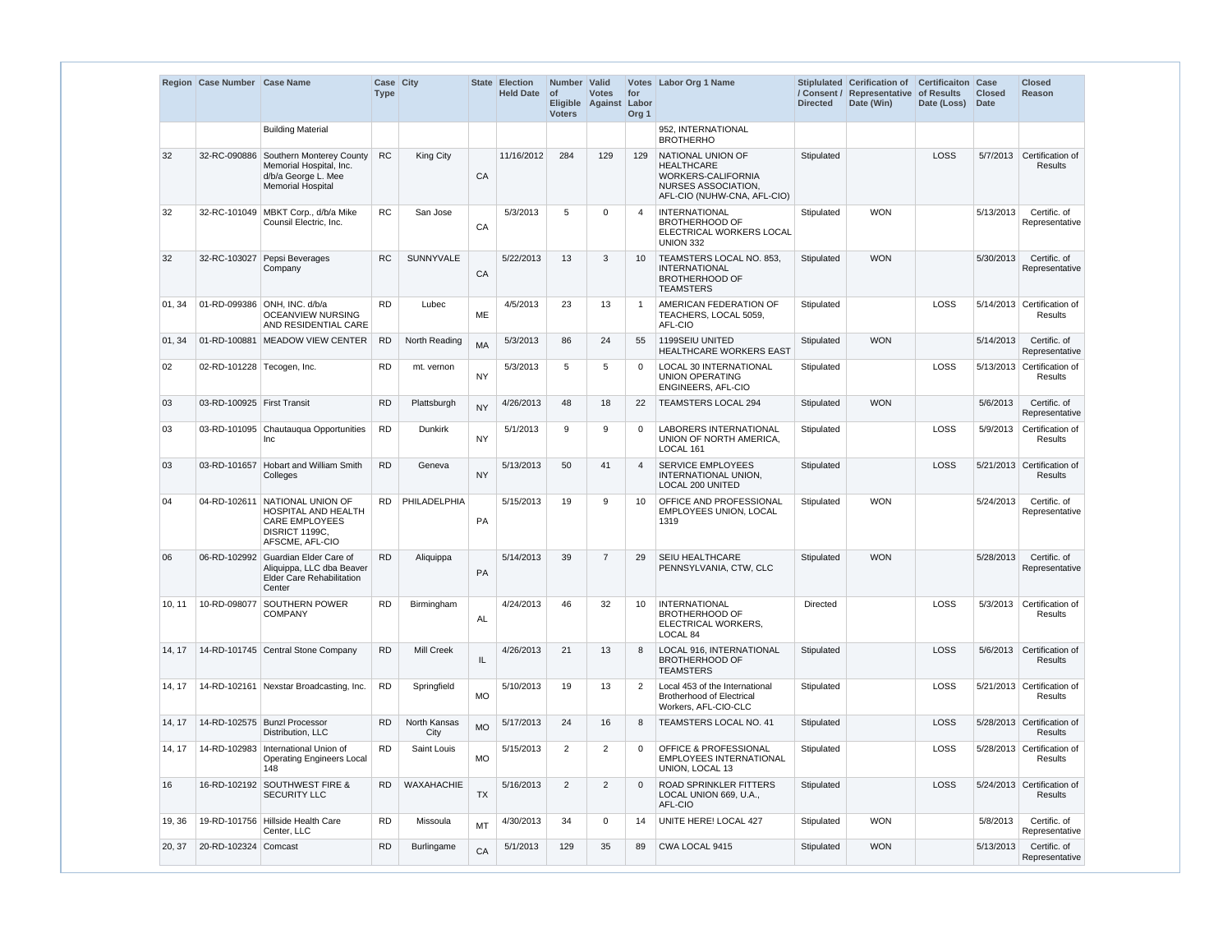| Region | Case Number | Case Name | Case Type | City | State | Election Held Date | Number of Eligible Voters | Valid Votes Against | Votes for Labor Org 1 | Labor Org 1 Name | Stiplulated / Consent / Directed | Cerification of Representative Date (Win) | Certificaiton of Results Date (Loss) | Case Closed Date | Closed Reason |
|---|---|---|---|---|---|---|---|---|---|---|---|---|---|---|---|
| | | Building Material | | | | | | | | 952, INTERNATIONAL BROTHERHO | | | | | |
| 32 | 32-RC-090886 | Southern Monterey County Memorial Hospital, Inc. d/b/a George L. Mee Memorial Hospital | RC | King City | CA | 11/16/2012 | 284 | 129 | 129 | NATIONAL UNION OF HEALTHCARE WORKERS-CALIFORNIA NURSES ASSOCIATION, AFL-CIO (NUHW-CNA, AFL-CIO) | Stipulated | | LOSS | 5/7/2013 | Certification of Results |
| 32 | 32-RC-101049 | MBKT Corp., d/b/a Mike Counsil Electric, Inc. | RC | San Jose | CA | 5/3/2013 | 5 | 0 | 4 | INTERNATIONAL BROTHERHOOD OF ELECTRICAL WORKERS LOCAL UNION 332 | Stipulated | WON | | 5/13/2013 | Certific. of Representative |
| 32 | 32-RC-103027 | Pepsi Beverages Company | RC | SUNNYVALE | CA | 5/22/2013 | 13 | 3 | 10 | TEAMSTERS LOCAL NO. 853, INTERNATIONAL BROTHERHOOD OF TEAMSTERS | Stipulated | WON | | 5/30/2013 | Certific. of Representative |
| 01, 34 | 01-RD-099386 | ONH, INC. d/b/a OCEANVIEW NURSING AND RESIDENTIAL CARE | RD | Lubec | ME | 4/5/2013 | 23 | 13 | 1 | AMERICAN FEDERATION OF TEACHERS, LOCAL 5059, AFL-CIO | Stipulated | | LOSS | 5/14/2013 | Certification of Results |
| 01, 34 | 01-RD-100881 | MEADOW VIEW CENTER | RD | North Reading | MA | 5/3/2013 | 86 | 24 | 55 | 1199SEIU UNITED HEALTHCARE WORKERS EAST | Stipulated | WON | | 5/14/2013 | Certific. of Representative |
| 02 | 02-RD-101228 | Tecogen, Inc. | RD | mt. vernon | NY | 5/3/2013 | 5 | 5 | 0 | LOCAL 30 INTERNATIONAL UNION OPERATING ENGINEERS, AFL-CIO | Stipulated | | LOSS | 5/13/2013 | Certification of Results |
| 03 | 03-RD-100925 | First Transit | RD | Plattsburgh | NY | 4/26/2013 | 48 | 18 | 22 | TEAMSTERS LOCAL 294 | Stipulated | WON | | 5/6/2013 | Certific. of Representative |
| 03 | 03-RD-101095 | Chautauqua Opportunities Inc | RD | Dunkirk | NY | 5/1/2013 | 9 | 9 | 0 | LABORERS INTERNATIONAL UNION OF NORTH AMERICA, LOCAL 161 | Stipulated | | LOSS | 5/9/2013 | Certification of Results |
| 03 | 03-RD-101657 | Hobart and William Smith Colleges | RD | Geneva | NY | 5/13/2013 | 50 | 41 | 4 | SERVICE EMPLOYEES INTERNATIONAL UNION, LOCAL 200 UNITED | Stipulated | | LOSS | 5/21/2013 | Certification of Results |
| 04 | 04-RD-102611 | NATIONAL UNION OF HOSPITAL AND HEALTH CARE EMPLOYEES DISRICT 1199C, AFSCME, AFL-CIO | RD | PHILADELPHIA | PA | 5/15/2013 | 19 | 9 | 10 | OFFICE AND PROFESSIONAL EMPLOYEES UNION, LOCAL 1319 | Stipulated | WON | | 5/24/2013 | Certific. of Representative |
| 06 | 06-RD-102992 | Guardian Elder Care of Aliquippa, LLC dba Beaver Elder Care Rehabilitation Center | RD | Aliquippa | PA | 5/14/2013 | 39 | 7 | 29 | SEIU HEALTHCARE PENNSYLVANIA, CTW, CLC | Stipulated | WON | | 5/28/2013 | Certific. of Representative |
| 10, 11 | 10-RD-098077 | SOUTHERN POWER COMPANY | RD | Birmingham | AL | 4/24/2013 | 46 | 32 | 10 | INTERNATIONAL BROTHERHOOD OF ELECTRICAL WORKERS, LOCAL 84 | Directed | | LOSS | 5/3/2013 | Certification of Results |
| 14, 17 | 14-RD-101745 | Central Stone Company | RD | Mill Creek | IL | 4/26/2013 | 21 | 13 | 8 | LOCAL 916, INTERNATIONAL BROTHERHOOD OF TEAMSTERS | Stipulated | | LOSS | 5/6/2013 | Certification of Results |
| 14, 17 | 14-RD-102161 | Nexstar Broadcasting, Inc. | RD | Springfield | MO | 5/10/2013 | 19 | 13 | 2 | Local 453 of the International Brotherhood of Electrical Workers, AFL-CIO-CLC | Stipulated | | LOSS | 5/21/2013 | Certification of Results |
| 14, 17 | 14-RD-102575 | Bunzl Processor Distribution, LLC | RD | North Kansas City | MO | 5/17/2013 | 24 | 16 | 8 | TEAMSTERS LOCAL NO. 41 | Stipulated | | LOSS | 5/28/2013 | Certification of Results |
| 14, 17 | 14-RD-102983 | International Union of Operating Engineers Local 148 | RD | Saint Louis | MO | 5/15/2013 | 2 | 2 | 0 | OFFICE & PROFESSIONAL EMPLOYEES INTERNATIONAL UNION, LOCAL 13 | Stipulated | | LOSS | 5/28/2013 | Certification of Results |
| 16 | 16-RD-102192 | SOUTHWEST FIRE & SECURITY LLC | RD | WAXAHACHIE | TX | 5/16/2013 | 2 | 2 | 0 | ROAD SPRINKLER FITTERS LOCAL UNION 669, U.A., AFL-CIO | Stipulated | | LOSS | 5/24/2013 | Certification of Results |
| 19, 36 | 19-RD-101756 | Hillside Health Care Center, LLC | RD | Missoula | MT | 4/30/2013 | 34 | 0 | 14 | UNITE HERE! LOCAL 427 | Stipulated | WON | | 5/8/2013 | Certific. of Representative |
| 20, 37 | 20-RD-102324 | Comcast | RD | Burlingame | CA | 5/1/2013 | 129 | 35 | 89 | CWA LOCAL 9415 | Stipulated | WON | | 5/13/2013 | Certific. of Representative |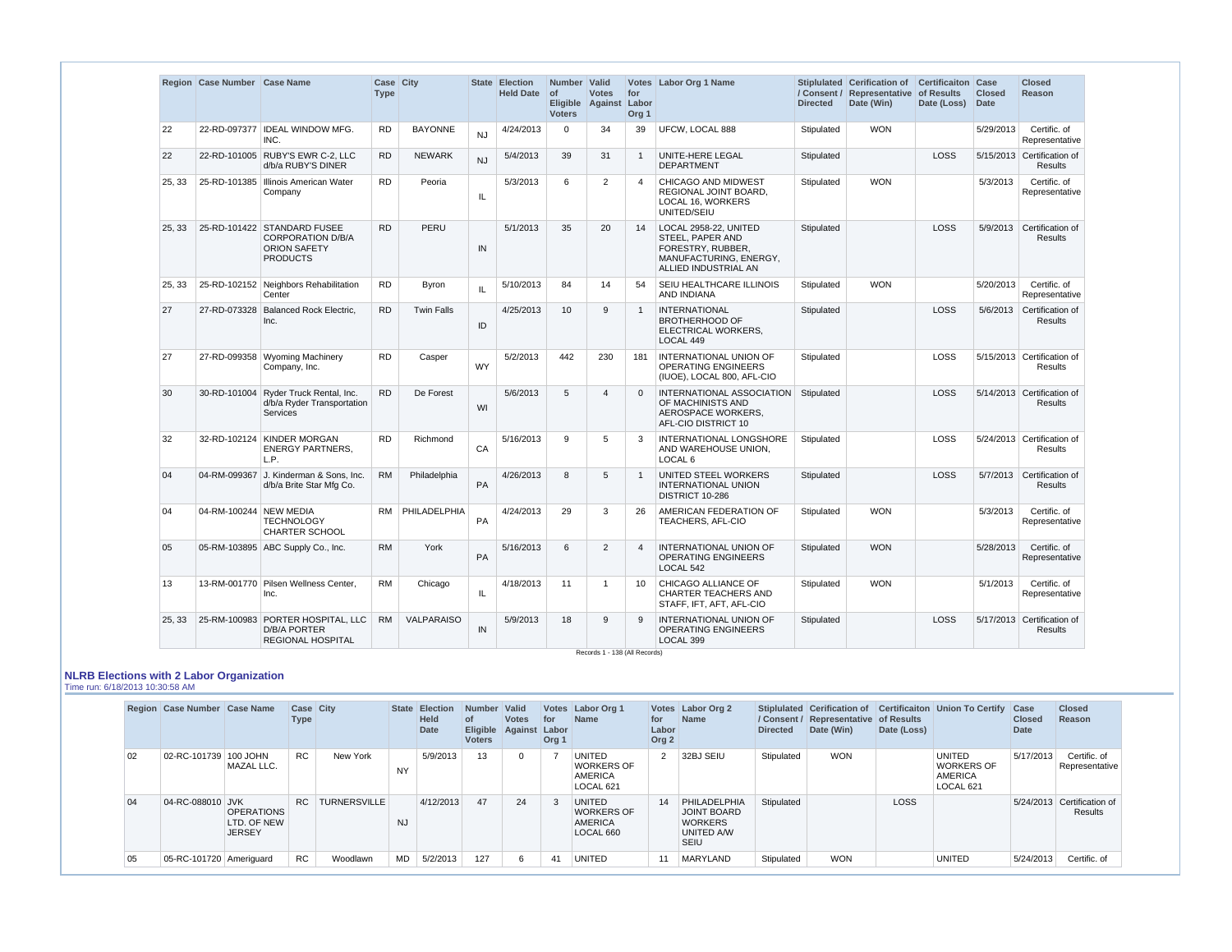| Region | Case Number | Case Name | Case Type | City | State | Election Held Date | Number of Eligible Voters | Valid Votes Against | Votes for Labor Org 1 | Labor Org 1 Name | Stiplulated / Consent / Directed | Cerification of Representative Date (Win) | Certificaiton of Results Date (Loss) | Case Closed Date | Closed Reason |
|---|---|---|---|---|---|---|---|---|---|---|---|---|---|---|---|
| 22 | 22-RD-097377 | IDEAL WINDOW MFG. INC. | RD | BAYONNE | NJ | 4/24/2013 | 0 | 34 | 39 | UFCW, LOCAL 888 | Stipulated | WON | | 5/29/2013 | Certific. of Representative |
| 22 | 22-RD-101005 | RUBY'S EWR C-2, LLC d/b/a RUBY'S DINER | RD | NEWARK | NJ | 5/4/2013 | 39 | 31 | 1 | UNITE-HERE LEGAL DEPARTMENT | Stipulated | | LOSS | 5/15/2013 | Certification of Results |
| 25, 33 | 25-RD-101385 | Illinois American Water Company | RD | Peoria | IL | 5/3/2013 | 6 | 2 | 4 | CHICAGO AND MIDWEST REGIONAL JOINT BOARD, LOCAL 16, WORKERS UNITED/SEIU | Stipulated | WON | | 5/3/2013 | Certific. of Representative |
| 25, 33 | 25-RD-101422 | STANDARD FUSEE CORPORATION D/B/A ORION SAFETY PRODUCTS | RD | PERU | IN | 5/1/2013 | 35 | 20 | 14 | LOCAL 2958-22, UNITED STEEL, PAPER AND FORESTRY, RUBBER, MANUFACTURING, ENERGY, ALLIED INDUSTRIAL AN | Stipulated | | LOSS | 5/9/2013 | Certification of Results |
| 25, 33 | 25-RD-102152 | Neighbors Rehabilitation Center | RD | Byron | IL | 5/10/2013 | 84 | 14 | 54 | SEIU HEALTHCARE ILLINOIS AND INDIANA | Stipulated | WON | | 5/20/2013 | Certific. of Representative |
| 27 | 27-RD-073328 | Balanced Rock Electric, Inc. | RD | Twin Falls | ID | 4/25/2013 | 10 | 9 | 1 | INTERNATIONAL BROTHERHOOD OF ELECTRICAL WORKERS, LOCAL 449 | Stipulated | | LOSS | 5/6/2013 | Certification of Results |
| 27 | 27-RD-099358 | Wyoming Machinery Company, Inc. | RD | Casper | WY | 5/2/2013 | 442 | 230 | 181 | INTERNATIONAL UNION OF OPERATING ENGINEERS (IUOE), LOCAL 800, AFL-CIO | Stipulated | | LOSS | 5/15/2013 | Certification of Results |
| 30 | 30-RD-101004 | Ryder Truck Rental, Inc. d/b/a Ryder Transportation Services | RD | De Forest | WI | 5/6/2013 | 5 | 4 | 0 | INTERNATIONAL ASSOCIATION OF MACHINISTS AND AEROSPACE WORKERS, AFL-CIO DISTRICT 10 | Stipulated | | LOSS | 5/14/2013 | Certification of Results |
| 32 | 32-RD-102124 | KINDER MORGAN ENERGY PARTNERS, L.P. | RD | Richmond | CA | 5/16/2013 | 9 | 5 | 3 | INTERNATIONAL LONGSHORE AND WAREHOUSE UNION, LOCAL 6 | Stipulated | | LOSS | 5/24/2013 | Certification of Results |
| 04 | 04-RM-099367 | J. Kinderman & Sons, Inc. d/b/a Brite Star Mfg Co. | RM | Philadelphia | PA | 4/26/2013 | 8 | 5 | 1 | UNITED STEEL WORKERS INTERNATIONAL UNION DISTRICT 10-286 | Stipulated | | LOSS | 5/7/2013 | Certification of Results |
| 04 | 04-RM-100244 | NEW MEDIA TECHNOLOGY CHARTER SCHOOL | RM | PHILADELPHIA | PA | 4/24/2013 | 29 | 3 | 26 | AMERICAN FEDERATION OF TEACHERS, AFL-CIO | Stipulated | WON | | 5/3/2013 | Certific. of Representative |
| 05 | 05-RM-103895 | ABC Supply Co., Inc. | RM | York | PA | 5/16/2013 | 6 | 2 | 4 | INTERNATIONAL UNION OF OPERATING ENGINEERS LOCAL 542 | Stipulated | WON | | 5/28/2013 | Certific. of Representative |
| 13 | 13-RM-001770 | Pilsen Wellness Center, Inc. | RM | Chicago | IL | 4/18/2013 | 11 | 1 | 10 | CHICAGO ALLIANCE OF CHARTER TEACHERS AND STAFF, IFT, AFT, AFL-CIO | Stipulated | WON | | 5/1/2013 | Certific. of Representative |
| 25, 33 | 25-RM-100983 | PORTER HOSPITAL, LLC D/B/A PORTER REGIONAL HOSPITAL | RM | VALPARAISO | IN | 5/9/2013 | 18 | 9 | 9 | INTERNATIONAL UNION OF OPERATING ENGINEERS LOCAL 399 | Stipulated | | LOSS | 5/17/2013 | Certification of Results |

Records 1 - 138 (All Records)

## NLRB Elections with 2 Labor Organization

Time run: 6/18/2013 10:30:58 AM

| Region | Case Number | Case Name | Case Type | City | State | Election Held Date | Number of Eligible Voters | Valid Votes Against | Votes for Labor Org 1 | Labor Org 1 Name | Votes for Labor Org 2 | Labor Org 2 Name | Stiplulated / Consent / Directed | Cerification of Representative Date (Win) | Certificaiton of Results Date (Loss) | Union To Certify | Case Closed Date | Closed Reason |
|---|---|---|---|---|---|---|---|---|---|---|---|---|---|---|---|---|---|---|
| 02 | 02-RC-101739 | 100 JOHN MAZAL LLC. | RC | New York | NY | 5/9/2013 | 13 | 0 | 7 | UNITED WORKERS OF AMERICA LOCAL 621 | 2 | 32BJ SEIU | Stipulated | WON | | UNITED WORKERS OF AMERICA LOCAL 621 | 5/17/2013 | Certific. of Representative |
| 04 | 04-RC-088010 | JVK OPERATIONS LTD. OF NEW JERSEY | RC | TURNERSVILLE | NJ | 4/12/2013 | 47 | 24 | 3 | UNITED WORKERS OF AMERICA LOCAL 660 | 14 | PHILADELPHIA JOINT BOARD WORKERS UNITED A/W SEIU | Stipulated | | LOSS | | 5/24/2013 | Certification of Results |
| 05 | 05-RC-101720 | Ameriguard | RC | Woodlawn | MD | 5/2/2013 | 127 | 6 | 41 | UNITED | 11 | MARYLAND | Stipulated | WON | | UNITED | 5/24/2013 | Certific. of |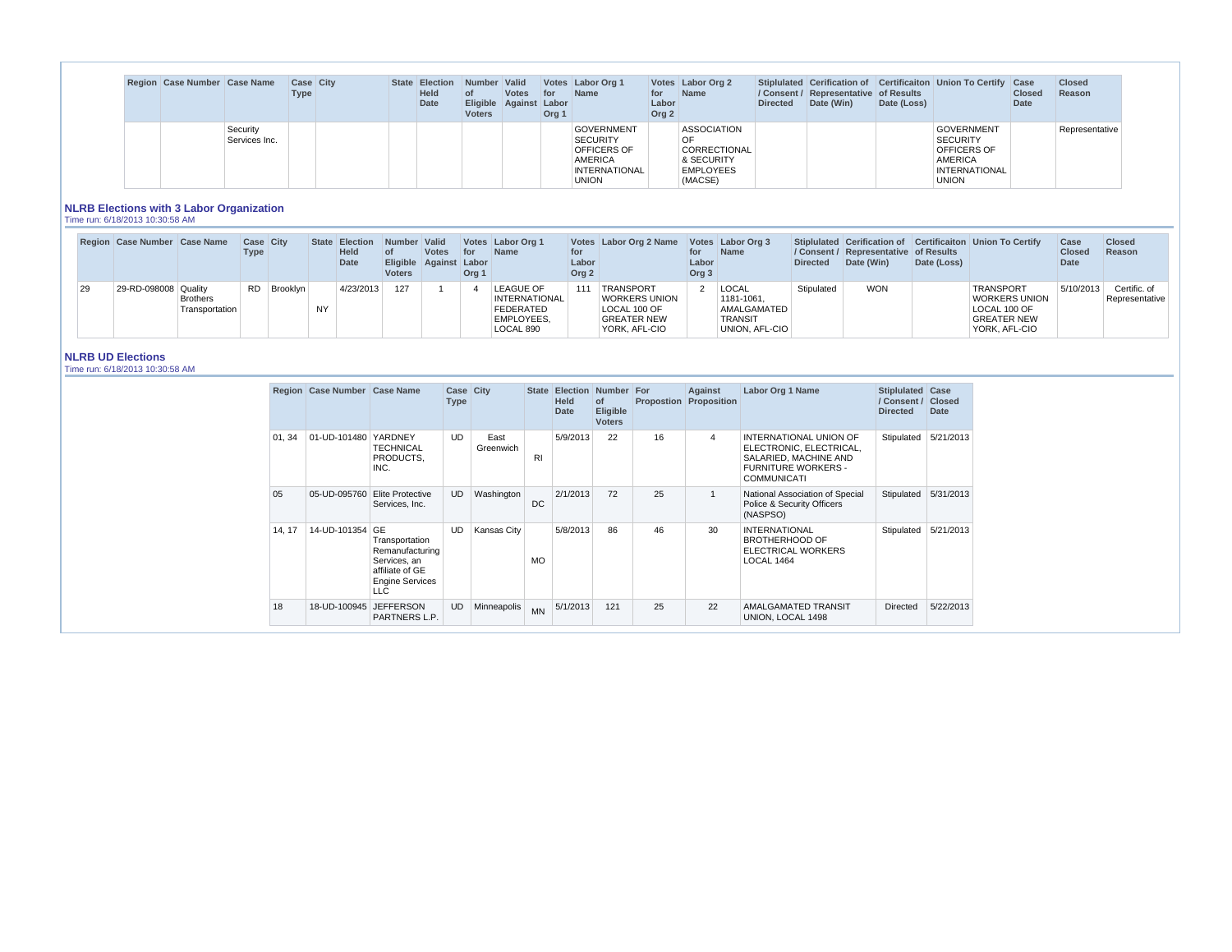| Region | Case Number | Case Name | Case Type | City | State | Election Held Date | Number of Eligible Voters | Valid Votes Against | Votes for Labor Org 1 | Labor Org 1 Name | Votes for Labor Org 2 | Labor Org 2 Name | Stiplulated / Consent / Directed | Cerification of Representative Date (Win) | Certificaiton of Results Date (Loss) | Union To Certify | Case Closed Date | Closed Reason |
|---|---|---|---|---|---|---|---|---|---|---|---|---|---|---|---|---|---|---|
| | | Security Services Inc. | | | | | | | | GOVERNMENT SECURITY OFFICERS OF AMERICA INTERNATIONAL UNION | | ASSOCIATION OF CORRECTIONAL & SECURITY EMPLOYEES (MACSE) | | | | GOVERNMENT SECURITY OFFICERS OF AMERICA INTERNATIONAL UNION | | Representative |

## NLRB Elections with 3 Labor Organization

Time run: 6/18/2013 10:30:58 AM

| Region | Case Number | Case Name | Case Type | City | State | Election Held Date | Number of Eligible Voters | Valid Votes Against | Votes for Labor Org 1 | Labor Org 1 Name | Votes for Labor Org 2 | Labor Org 2 Name | Votes for Labor Org 3 | Labor Org 3 Name | Stiplulated / Consent / Directed | Cerification of Representative Date (Win) | Certificaiton of Results Date (Loss) | Union To Certify | Case Closed Date | Closed Reason |
|---|---|---|---|---|---|---|---|---|---|---|---|---|---|---|---|---|---|---|---|---|
| 29 | 29-RD-098008 | Quality Brothers Transportation | RD | Brooklyn | NY | 4/23/2013 | 127 | 1 | 4 | LEAGUE OF INTERNATIONAL FEDERATED EMPLOYEES, LOCAL 890 | 111 | TRANSPORT WORKERS UNION LOCAL 100 OF GREATER NEW YORK, AFL-CIO | 2 | LOCAL 1181-1061, AMALGAMATED TRANSIT UNION, AFL-CIO | Stipulated | WON | | TRANSPORT WORKERS UNION LOCAL 100 OF GREATER NEW YORK, AFL-CIO | 5/10/2013 | Certific. of Representative |

## NLRB UD Elections

Time run: 6/18/2013 10:30:58 AM

| Region | Case Number | Case Name | Case Type | City | State | Election Held Date | Number of Eligible Voters | For Propostion | Against Proposition | Labor Org 1 Name | Stiplulated / Consent / Directed | Case Closed Date |
|---|---|---|---|---|---|---|---|---|---|---|---|---|
| 01, 34 | 01-UD-101480 | YARDNEY TECHNICAL PRODUCTS, INC. | UD | East Greenwich | RI | 5/9/2013 | 22 | 16 | 4 | INTERNATIONAL UNION OF ELECTRONIC, ELECTRICAL, SALARIED, MACHINE AND FURNITURE WORKERS - COMMUNICATI | Stipulated | 5/21/2013 |
| 05 | 05-UD-095760 | Elite Protective Services, Inc. | UD | Washington | DC | 2/1/2013 | 72 | 25 | 1 | National Association of Special Police & Security Officers (NASPSO) | Stipulated | 5/31/2013 |
| 14, 17 | 14-UD-101354 | GE Transportation Remanufacturing Services, an affiliate of GE Engine Services LLC | UD | Kansas City | MO | 5/8/2013 | 86 | 46 | 30 | INTERNATIONAL BROTHERHOOD OF ELECTRICAL WORKERS LOCAL 1464 | Stipulated | 5/21/2013 |
| 18 | 18-UD-100945 | JEFFERSON PARTNERS L.P. | UD | Minneapolis | MN | 5/1/2013 | 121 | 25 | 22 | AMALGAMATED TRANSIT UNION, LOCAL 1498 | Directed | 5/22/2013 |